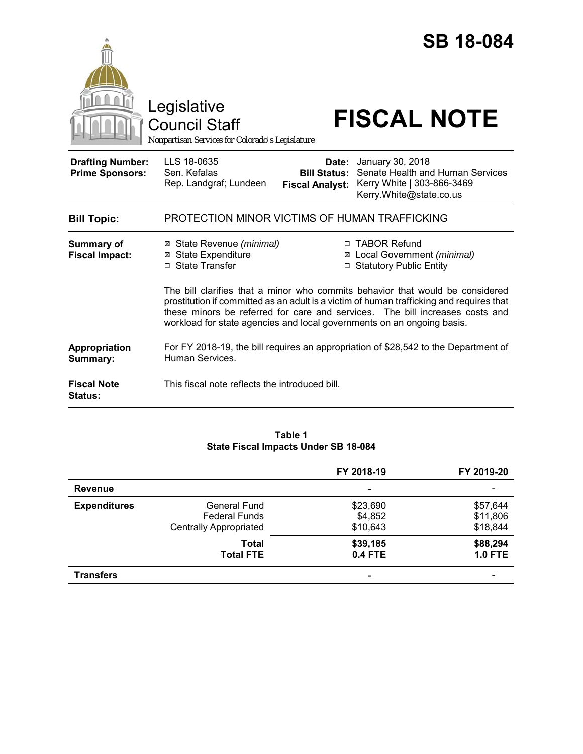# SB 18-084

Legislative Council Staff

*Nonpartisan Services for Colorado's Legislature*

# FISCAL NOTE

| | | | |
|---|---|---|---|
| **Drafting Number:** | LLS 18-0635 | **Date:** | January 30, 2018 |
| **Prime Sponsors:** | Sen. Kefalas<br>Rep. Landgraf; Lundeen | **Bill Status:** | Senate Health and Human Services |
| | | **Fiscal Analyst:** | Kerry White \| 303-866-3469<br>Kerry.White@state.co.us |

| | |
|---|---|
| **Bill Topic:** | PROTECTION MINOR VICTIMS OF HUMAN TRAFFICKING |
| **Summary of Fiscal Impact:** | ☒ State Revenue *(minimal)*<br>☒ State Expenditure<br>☐ State Transfer<br>☐ TABOR Refund<br>☒ Local Government *(minimal)*<br>☐ Statutory Public Entity<br><br>The bill clarifies that a minor who commits behavior that would be considered prostitution if committed as an adult is a victim of human trafficking and requires that these minors be referred for care and services. The bill increases costs and workload for state agencies and local governments on an ongoing basis. |
| **Appropriation Summary:** | For FY 2018-19, the bill requires an appropriation of $28,542 to the Department of Human Services. |
| **Fiscal Note Status:** | This fiscal note reflects the introduced bill. |

**Table 1**
**State Fiscal Impacts Under SB 18-084**

| | | FY 2018-19 | FY 2019-20 |
|---|---|---|---|
| **Revenue** | | - | - |
| **Expenditures** | General Fund | $23,690 | $57,644 |
| | Federal Funds | $4,852 | $11,806 |
| | Centrally Appropriated | $10,643 | $18,844 |
| | **Total** | **$39,185** | **$88,294** |
| | **Total FTE** | **0.4 FTE** | **1.0 FTE** |
| **Transfers** | | - | - |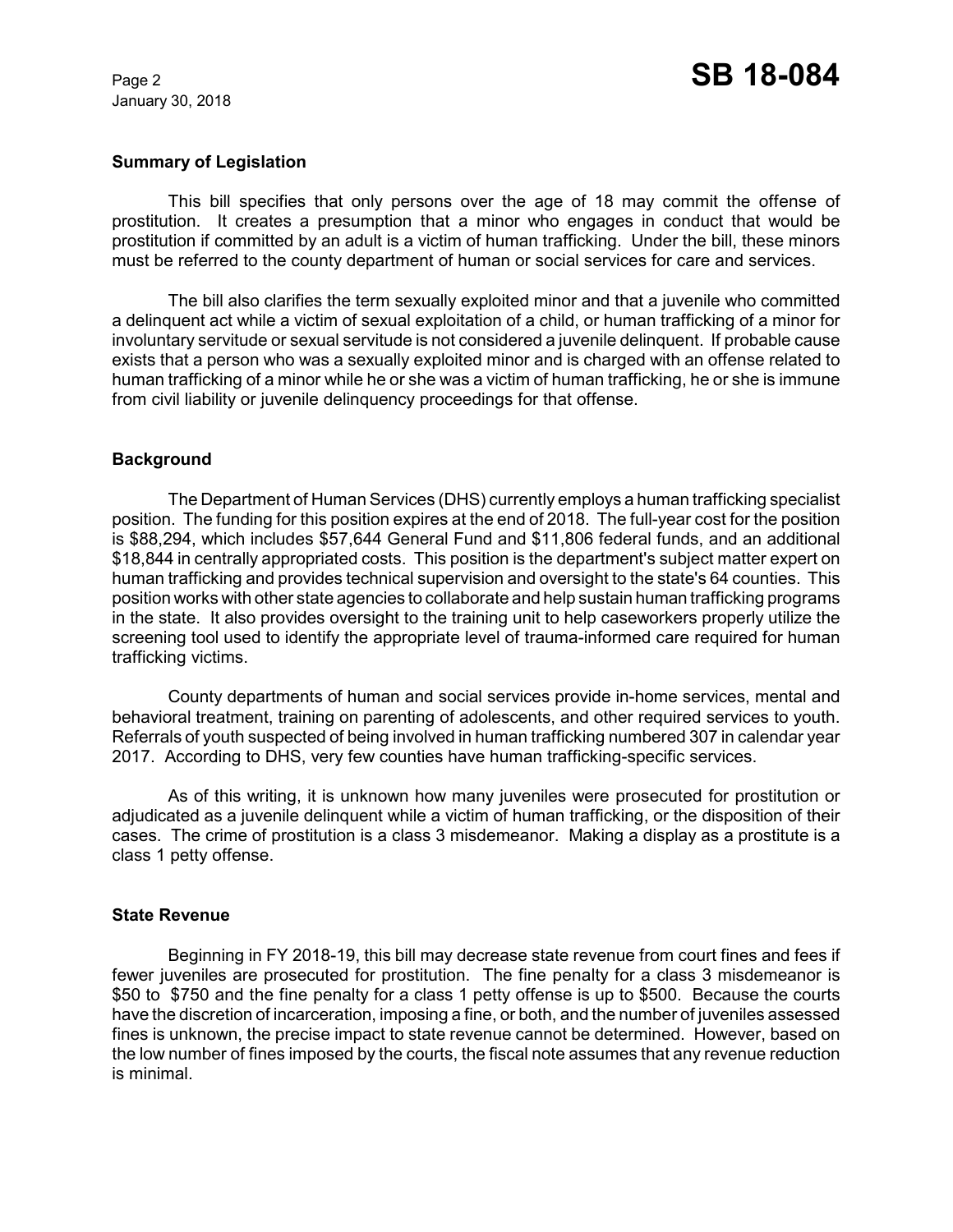## Summary of Legislation

This bill specifies that only persons over the age of 18 may commit the offense of prostitution. It creates a presumption that a minor who engages in conduct that would be prostitution if committed by an adult is a victim of human trafficking. Under the bill, these minors must be referred to the county department of human or social services for care and services.

The bill also clarifies the term sexually exploited minor and that a juvenile who committed a delinquent act while a victim of sexual exploitation of a child, or human trafficking of a minor for involuntary servitude or sexual servitude is not considered a juvenile delinquent. If probable cause exists that a person who was a sexually exploited minor and is charged with an offense related to human trafficking of a minor while he or she was a victim of human trafficking, he or she is immune from civil liability or juvenile delinquency proceedings for that offense.

## Background

The Department of Human Services (DHS) currently employs a human trafficking specialist position. The funding for this position expires at the end of 2018. The full-year cost for the position is $88,294, which includes $57,644 General Fund and $11,806 federal funds, and an additional $18,844 in centrally appropriated costs. This position is the department's subject matter expert on human trafficking and provides technical supervision and oversight to the state's 64 counties. This position works with other state agencies to collaborate and help sustain human trafficking programs in the state. It also provides oversight to the training unit to help caseworkers properly utilize the screening tool used to identify the appropriate level of trauma-informed care required for human trafficking victims.

County departments of human and social services provide in-home services, mental and behavioral treatment, training on parenting of adolescents, and other required services to youth. Referrals of youth suspected of being involved in human trafficking numbered 307 in calendar year 2017. According to DHS, very few counties have human trafficking-specific services.

As of this writing, it is unknown how many juveniles were prosecuted for prostitution or adjudicated as a juvenile delinquent while a victim of human trafficking, or the disposition of their cases. The crime of prostitution is a class 3 misdemeanor. Making a display as a prostitute is a class 1 petty offense.

## State Revenue

Beginning in FY 2018-19, this bill may decrease state revenue from court fines and fees if fewer juveniles are prosecuted for prostitution. The fine penalty for a class 3 misdemeanor is $50 to $750 and the fine penalty for a class 1 petty offense is up to $500. Because the courts have the discretion of incarceration, imposing a fine, or both, and the number of juveniles assessed fines is unknown, the precise impact to state revenue cannot be determined. However, based on the low number of fines imposed by the courts, the fiscal note assumes that any revenue reduction is minimal.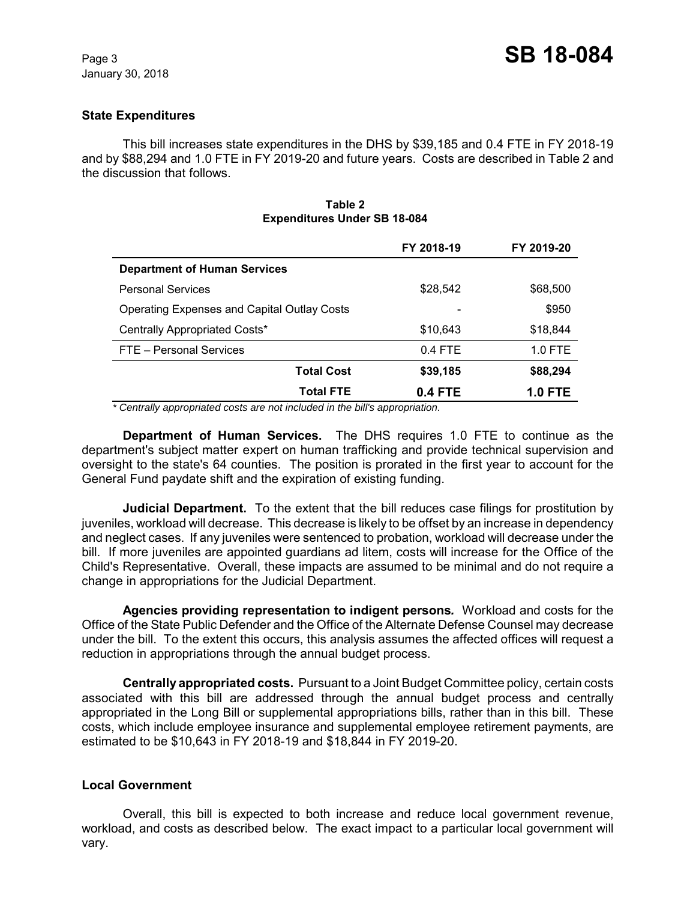### State Expenditures

This bill increases state expenditures in the DHS by $39,185 and 0.4 FTE in FY 2018-19 and by $88,294 and 1.0 FTE in FY 2019-20 and future years. Costs are described in Table 2 and the discussion that follows.

**Table 2**
**Expenditures Under SB 18-084**

| | FY 2018-19 | FY 2019-20 |
|---|---|---|
| **Department of Human Services** | | |
| Personal Services | $28,542 | $68,500 |
| Operating Expenses and Capital Outlay Costs | - | $950 |
| Centrally Appropriated Costs* | $10,643 | $18,844 |
| FTE – Personal Services | 0.4 FTE | 1.0 FTE |
| **Total Cost** | **$39,185** | **$88,294** |
| **Total FTE** | **0.4 FTE** | **1.0 FTE** |

*\* Centrally appropriated costs are not included in the bill's appropriation.*

**Department of Human Services.** The DHS requires 1.0 FTE to continue as the department's subject matter expert on human trafficking and provide technical supervision and oversight to the state's 64 counties. The position is prorated in the first year to account for the General Fund paydate shift and the expiration of existing funding.

**Judicial Department.** To the extent that the bill reduces case filings for prostitution by juveniles, workload will decrease. This decrease is likely to be offset by an increase in dependency and neglect cases. If any juveniles were sentenced to probation, workload will decrease under the bill. If more juveniles are appointed guardians ad litem, costs will increase for the Office of the Child's Representative. Overall, these impacts are assumed to be minimal and do not require a change in appropriations for the Judicial Department.

**Agencies providing representation to indigent persons.** Workload and costs for the Office of the State Public Defender and the Office of the Alternate Defense Counsel may decrease under the bill. To the extent this occurs, this analysis assumes the affected offices will request a reduction in appropriations through the annual budget process.

**Centrally appropriated costs.** Pursuant to a Joint Budget Committee policy, certain costs associated with this bill are addressed through the annual budget process and centrally appropriated in the Long Bill or supplemental appropriations bills, rather than in this bill. These costs, which include employee insurance and supplemental employee retirement payments, are estimated to be $10,643 in FY 2018-19 and $18,844 in FY 2019-20.

### Local Government

Overall, this bill is expected to both increase and reduce local government revenue, workload, and costs as described below. The exact impact to a particular local government will vary.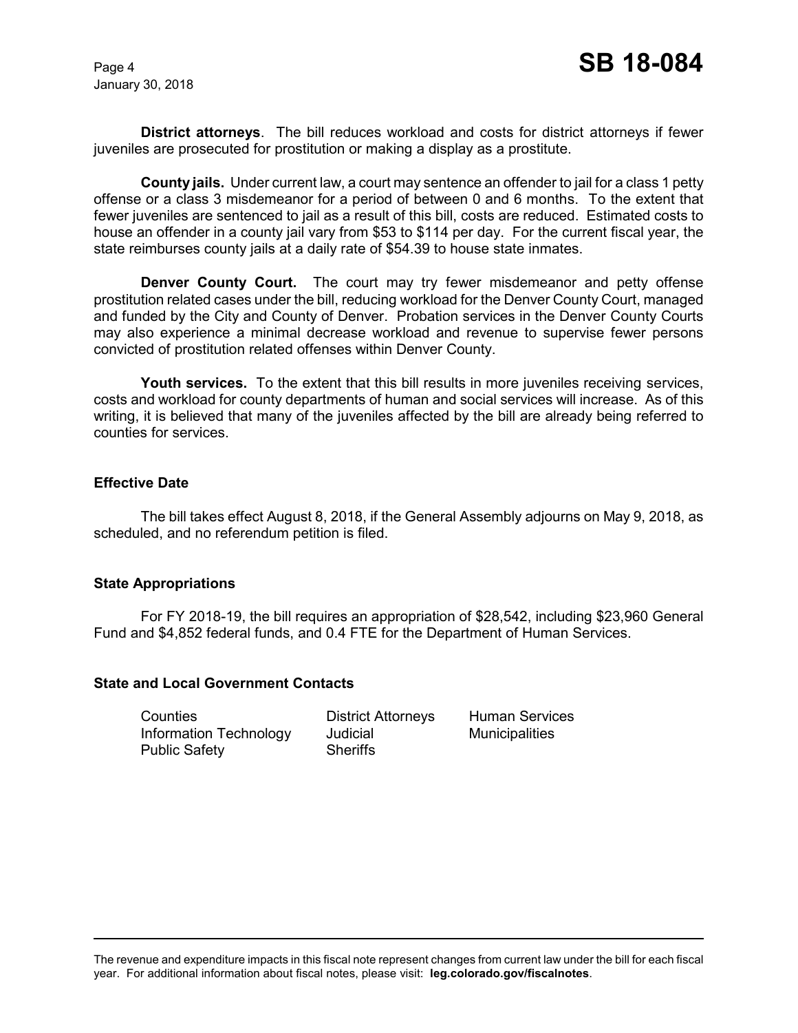**District attorneys**. The bill reduces workload and costs for district attorneys if fewer juveniles are prosecuted for prostitution or making a display as a prostitute.

**County jails.** Under current law, a court may sentence an offender to jail for a class 1 petty offense or a class 3 misdemeanor for a period of between 0 and 6 months. To the extent that fewer juveniles are sentenced to jail as a result of this bill, costs are reduced. Estimated costs to house an offender in a county jail vary from $53 to $114 per day. For the current fiscal year, the state reimburses county jails at a daily rate of $54.39 to house state inmates.

**Denver County Court.** The court may try fewer misdemeanor and petty offense prostitution related cases under the bill, reducing workload for the Denver County Court, managed and funded by the City and County of Denver. Probation services in the Denver County Courts may also experience a minimal decrease workload and revenue to supervise fewer persons convicted of prostitution related offenses within Denver County.

**Youth services.** To the extent that this bill results in more juveniles receiving services, costs and workload for county departments of human and social services will increase. As of this writing, it is believed that many of the juveniles affected by the bill are already being referred to counties for services.

### Effective Date

The bill takes effect August 8, 2018, if the General Assembly adjourns on May 9, 2018, as scheduled, and no referendum petition is filed.

### State Appropriations

For FY 2018-19, the bill requires an appropriation of $28,542, including $23,960 General Fund and $4,852 federal funds, and 0.4 FTE for the Department of Human Services.

### State and Local Government Contacts

| | | |
|---|---|---|
| Counties | District Attorneys | Human Services |
| Information Technology | Judicial | Municipalities |
| Public Safety | Sheriffs | |

The revenue and expenditure impacts in this fiscal note represent changes from current law under the bill for each fiscal year. For additional information about fiscal notes, please visit: **leg.colorado.gov/fiscalnotes**.